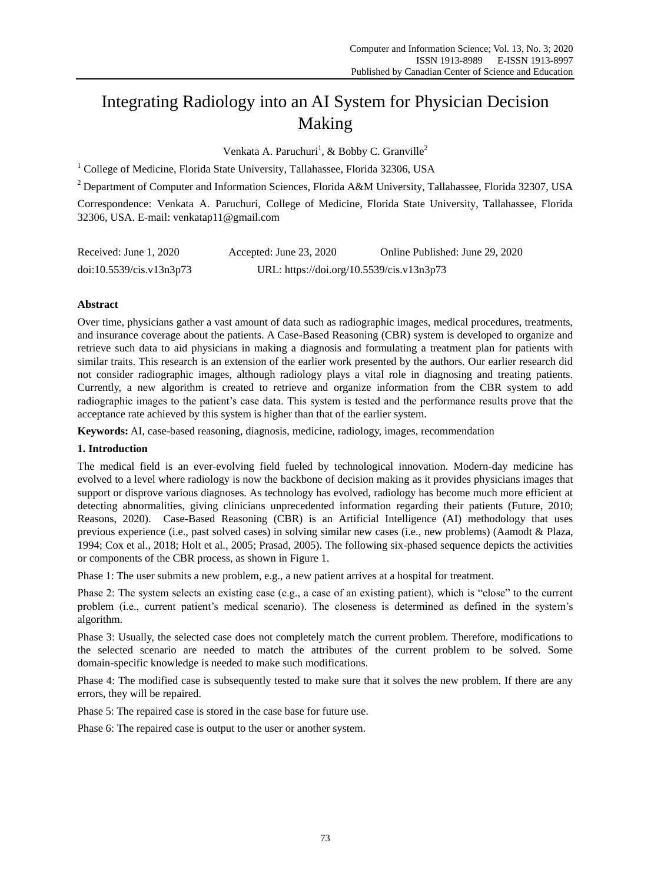# Integrating Radiology into an AI System for Physician Decision Making

Venkata A. Paruchuri[1], & Bobby C. Granville[2]

[1] College of Medicine, Florida State University, Tallahassee, Florida 32306, USA

[2] Department of Computer and Information Sciences, Florida A&M University, Tallahassee, Florida 32307, USA

Correspondence: Venkata A. Paruchuri, College of Medicine, Florida State University, Tallahassee, Florida 32306, USA. E-mail: venkatap11@gmail.com

Received: June 1, 2020 Accepted: June 23, 2020 Online Published: June 29, 2020

doi:10.5539/cis.v13n3p73 URL: https://doi.org/10.5539/cis.v13n3p73

**Abstract**

Over time, physicians gather a vast amount of data such as radiographic images, medical procedures, treatments, and insurance coverage about the patients. A Case-Based Reasoning (CBR) system is developed to organize and retrieve such data to aid physicians in making a diagnosis and formulating a treatment plan for patients with similar traits. This research is an extension of the earlier work presented by the authors. Our earlier research did not consider radiographic images, although radiology plays a vital role in diagnosing and treating patients. Currently, a new algorithm is created to retrieve and organize information from the CBR system to add radiographic images to the patient's case data. This system is tested and the performance results prove that the acceptance rate achieved by this system is higher than that of the earlier system.

**Keywords:** AI, case-based reasoning, diagnosis, medicine, radiology, images, recommendation

## 1. Introduction

The medical field is an ever-evolving field fueled by technological innovation. Modern-day medicine has evolved to a level where radiology is now the backbone of decision making as it provides physicians images that support or disprove various diagnoses. As technology has evolved, radiology has become much more efficient at detecting abnormalities, giving clinicians unprecedented information regarding their patients (Future, 2010; Reasons, 2020). Case-Based Reasoning (CBR) is an Artificial Intelligence (AI) methodology that uses previous experience (i.e., past solved cases) in solving similar new cases (i.e., new problems) (Aamodt & Plaza, 1994; Cox et al., 2018; Holt et al., 2005; Prasad, 2005). The following six-phased sequence depicts the activities or components of the CBR process, as shown in Figure 1.

Phase 1: The user submits a new problem, e.g., a new patient arrives at a hospital for treatment.

Phase 2: The system selects an existing case (e.g., a case of an existing patient), which is "close" to the current problem (i.e., current patient's medical scenario). The closeness is determined as defined in the system's algorithm.

Phase 3: Usually, the selected case does not completely match the current problem. Therefore, modifications to the selected scenario are needed to match the attributes of the current problem to be solved. Some domain-specific knowledge is needed to make such modifications.

Phase 4: The modified case is subsequently tested to make sure that it solves the new problem. If there are any errors, they will be repaired.

Phase 5: The repaired case is stored in the case base for future use.

Phase 6: The repaired case is output to the user or another system.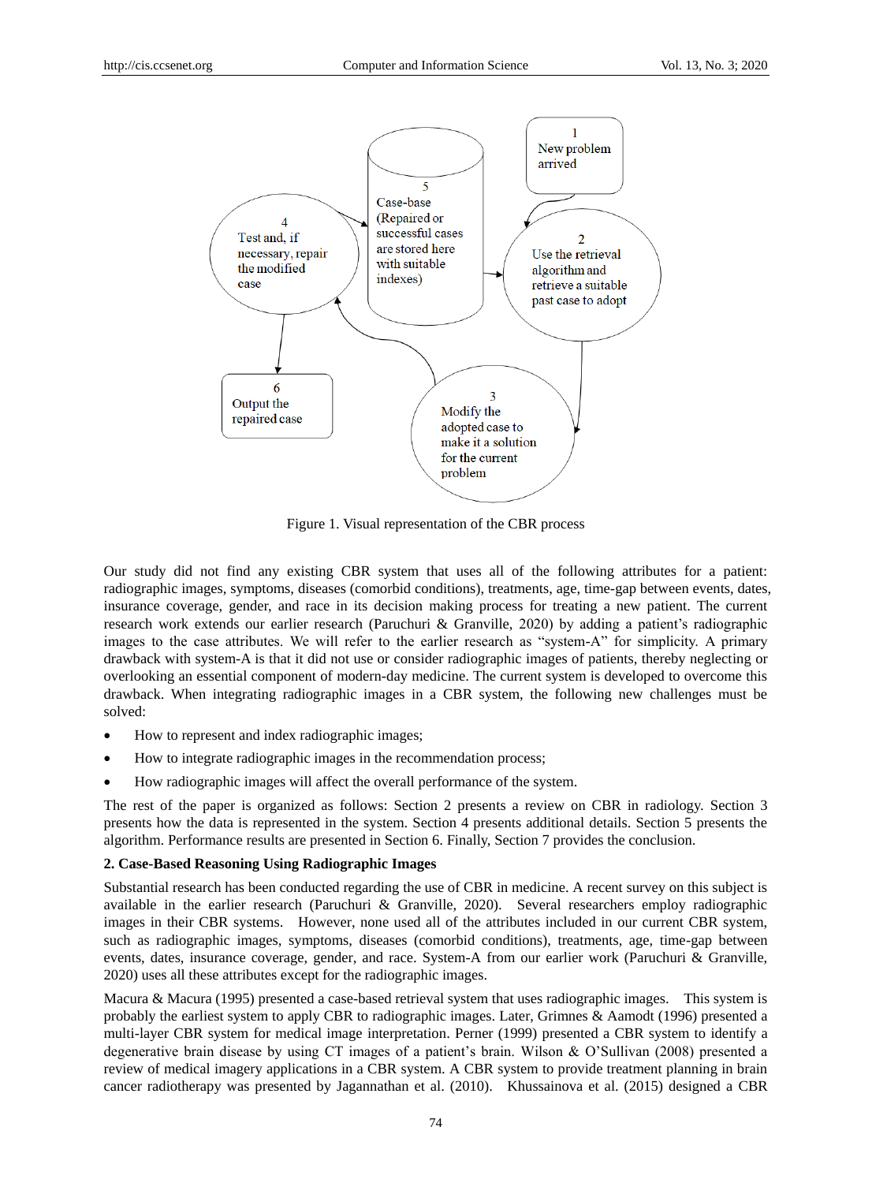Figure 1. Visual representation of the CBR process

Our study did not find any existing CBR system that uses all of the following attributes for a patient: radiographic images, symptoms, diseases (comorbid conditions), treatments, age, time-gap between events, dates, insurance coverage, gender, and race in its decision making process for treating a new patient. The current research work extends our earlier research (Paruchuri & Granville, 2020) by adding a patient's radiographic images to the case attributes. We will refer to the earlier research as "system-A" for simplicity. A primary drawback with system-A is that it did not use or consider radiographic images of patients, thereby neglecting or overlooking an essential component of modern-day medicine. The current system is developed to overcome this drawback. When integrating radiographic images in a CBR system, the following new challenges must be solved:

- How to represent and index radiographic images;
- How to integrate radiographic images in the recommendation process;
- How radiographic images will affect the overall performance of the system.

The rest of the paper is organized as follows: Section 2 presents a review on CBR in radiology. Section 3 presents how the data is represented in the system. Section 4 presents additional details. Section 5 presents the algorithm. Performance results are presented in Section 6. Finally, Section 7 provides the conclusion.

## 2. Case-Based Reasoning Using Radiographic Images

Substantial research has been conducted regarding the use of CBR in medicine. A recent survey on this subject is available in the earlier research (Paruchuri & Granville, 2020). Several researchers employ radiographic images in their CBR systems. However, none used all of the attributes included in our current CBR system, such as radiographic images, symptoms, diseases (comorbid conditions), treatments, age, time-gap between events, dates, insurance coverage, gender, and race. System-A from our earlier work (Paruchuri & Granville, 2020) uses all these attributes except for the radiographic images.

Macura & Macura (1995) presented a case-based retrieval system that uses radiographic images. This system is probably the earliest system to apply CBR to radiographic images. Later, Grimnes & Aamodt (1996) presented a multi-layer CBR system for medical image interpretation. Perner (1999) presented a CBR system to identify a degenerative brain disease by using CT images of a patient's brain. Wilson & O'Sullivan (2008) presented a review of medical imagery applications in a CBR system. A CBR system to provide treatment planning in brain cancer radiotherapy was presented by Jagannathan et al. (2010). Khussainova et al. (2015) designed a CBR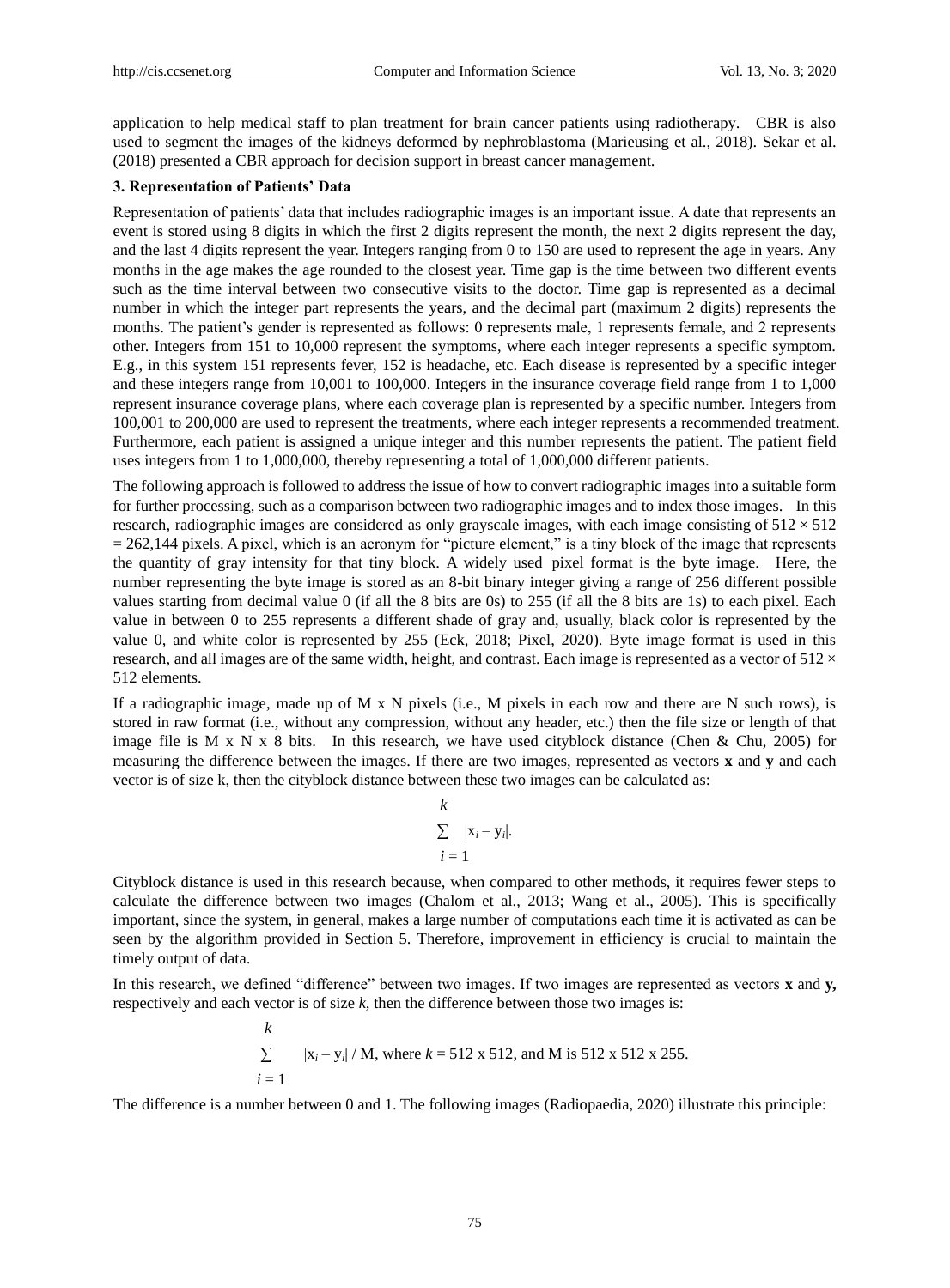application to help medical staff to plan treatment for brain cancer patients using radiotherapy. CBR is also used to segment the images of the kidneys deformed by nephroblastoma (Marieusing et al., 2018). Sekar et al. (2018) presented a CBR approach for decision support in breast cancer management.

### 3. Representation of Patients' Data

Representation of patients' data that includes radiographic images is an important issue. A date that represents an event is stored using 8 digits in which the first 2 digits represent the month, the next 2 digits represent the day, and the last 4 digits represent the year. Integers ranging from 0 to 150 are used to represent the age in years. Any months in the age makes the age rounded to the closest year. Time gap is the time between two different events such as the time interval between two consecutive visits to the doctor. Time gap is represented as a decimal number in which the integer part represents the years, and the decimal part (maximum 2 digits) represents the months. The patient's gender is represented as follows: 0 represents male, 1 represents female, and 2 represents other. Integers from 151 to 10,000 represent the symptoms, where each integer represents a specific symptom. E.g., in this system 151 represents fever, 152 is headache, etc. Each disease is represented by a specific integer and these integers range from 10,001 to 100,000. Integers in the insurance coverage field range from 1 to 1,000 represent insurance coverage plans, where each coverage plan is represented by a specific number. Integers from 100,001 to 200,000 are used to represent the treatments, where each integer represents a recommended treatment. Furthermore, each patient is assigned a unique integer and this number represents the patient. The patient field uses integers from 1 to 1,000,000, thereby representing a total of 1,000,000 different patients.

The following approach is followed to address the issue of how to convert radiographic images into a suitable form for further processing, such as a comparison between two radiographic images and to index those images. In this research, radiographic images are considered as only grayscale images, with each image consisting of $512 \times 512 = 262{,}144$ pixels. A pixel, which is an acronym for "picture element," is a tiny block of the image that represents the quantity of gray intensity for that tiny block. A widely used pixel format is the byte image. Here, the number representing the byte image is stored as an 8-bit binary integer giving a range of 256 different possible values starting from decimal value 0 (if all the 8 bits are 0s) to 255 (if all the 8 bits are 1s) to each pixel. Each value in between 0 to 255 represents a different shade of gray and, usually, black color is represented by the value 0, and white color is represented by 255 (Eck, 2018; Pixel, 2020). Byte image format is used in this research, and all images are of the same width, height, and contrast. Each image is represented as a vector of $512 \times 512$ elements.

If a radiographic image, made up of M x N pixels (i.e., M pixels in each row and there are N such rows), is stored in raw format (i.e., without any compression, without any header, etc.) then the file size or length of that image file is M x N x 8 bits. In this research, we have used cityblock distance (Chen & Chu, 2005) for measuring the difference between the images. If there are two images, represented as vectors **x** and **y** and each vector is of size k, then the cityblock distance between these two images can be calculated as:

$$\sum_{i=1}^{k} |x_i - y_i|.$$

Cityblock distance is used in this research because, when compared to other methods, it requires fewer steps to calculate the difference between two images (Chalom et al., 2013; Wang et al., 2005). This is specifically important, since the system, in general, makes a large number of computations each time it is activated as can be seen by the algorithm provided in Section 5. Therefore, improvement in efficiency is crucial to maintain the timely output of data.

In this research, we defined "difference" between two images. If two images are represented as vectors **x** and **y,** respectively and each vector is of size $k$, then the difference between those two images is:

$$\sum_{i=1}^{k} |x_i - y_i| \,/\, M, \text{ where } k = 512 \times 512, \text{ and M is } 512 \times 512 \times 255.$$

The difference is a number between 0 and 1. The following images (Radiopaedia, 2020) illustrate this principle: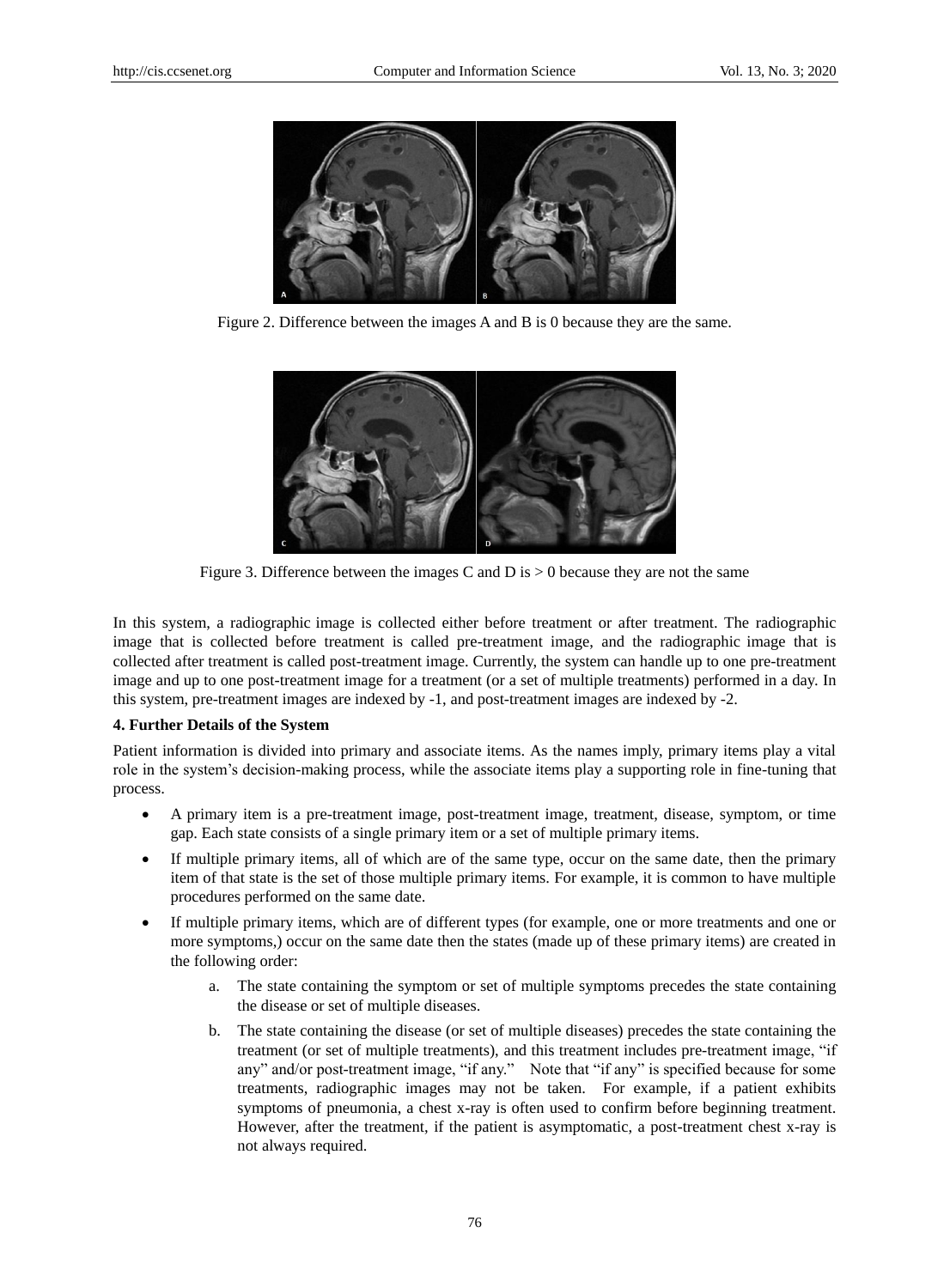Figure 2. Difference between the images A and B is 0 because they are the same.

Figure 3. Difference between the images C and D is > 0 because they are not the same

In this system, a radiographic image is collected either before treatment or after treatment. The radiographic image that is collected before treatment is called pre-treatment image, and the radiographic image that is collected after treatment is called post-treatment image. Currently, the system can handle up to one pre-treatment image and up to one post-treatment image for a treatment (or a set of multiple treatments) performed in a day. In this system, pre-treatment images are indexed by -1, and post-treatment images are indexed by -2.

**4. Further Details of the System**

Patient information is divided into primary and associate items. As the names imply, primary items play a vital role in the system's decision-making process, while the associate items play a supporting role in fine-tuning that process.

- A primary item is a pre-treatment image, post-treatment image, treatment, disease, symptom, or time gap. Each state consists of a single primary item or a set of multiple primary items.
- If multiple primary items, all of which are of the same type, occur on the same date, then the primary item of that state is the set of those multiple primary items. For example, it is common to have multiple procedures performed on the same date.
- If multiple primary items, which are of different types (for example, one or more treatments and one or more symptoms,) occur on the same date then the states (made up of these primary items) are created in the following order:
    a. The state containing the symptom or set of multiple symptoms precedes the state containing the disease or set of multiple diseases.
    b. The state containing the disease (or set of multiple diseases) precedes the state containing the treatment (or set of multiple treatments), and this treatment includes pre-treatment image, "if any" and/or post-treatment image, "if any." Note that "if any" is specified because for some treatments, radiographic images may not be taken. For example, if a patient exhibits symptoms of pneumonia, a chest x-ray is often used to confirm before beginning treatment. However, after the treatment, if the patient is asymptomatic, a post-treatment chest x-ray is not always required.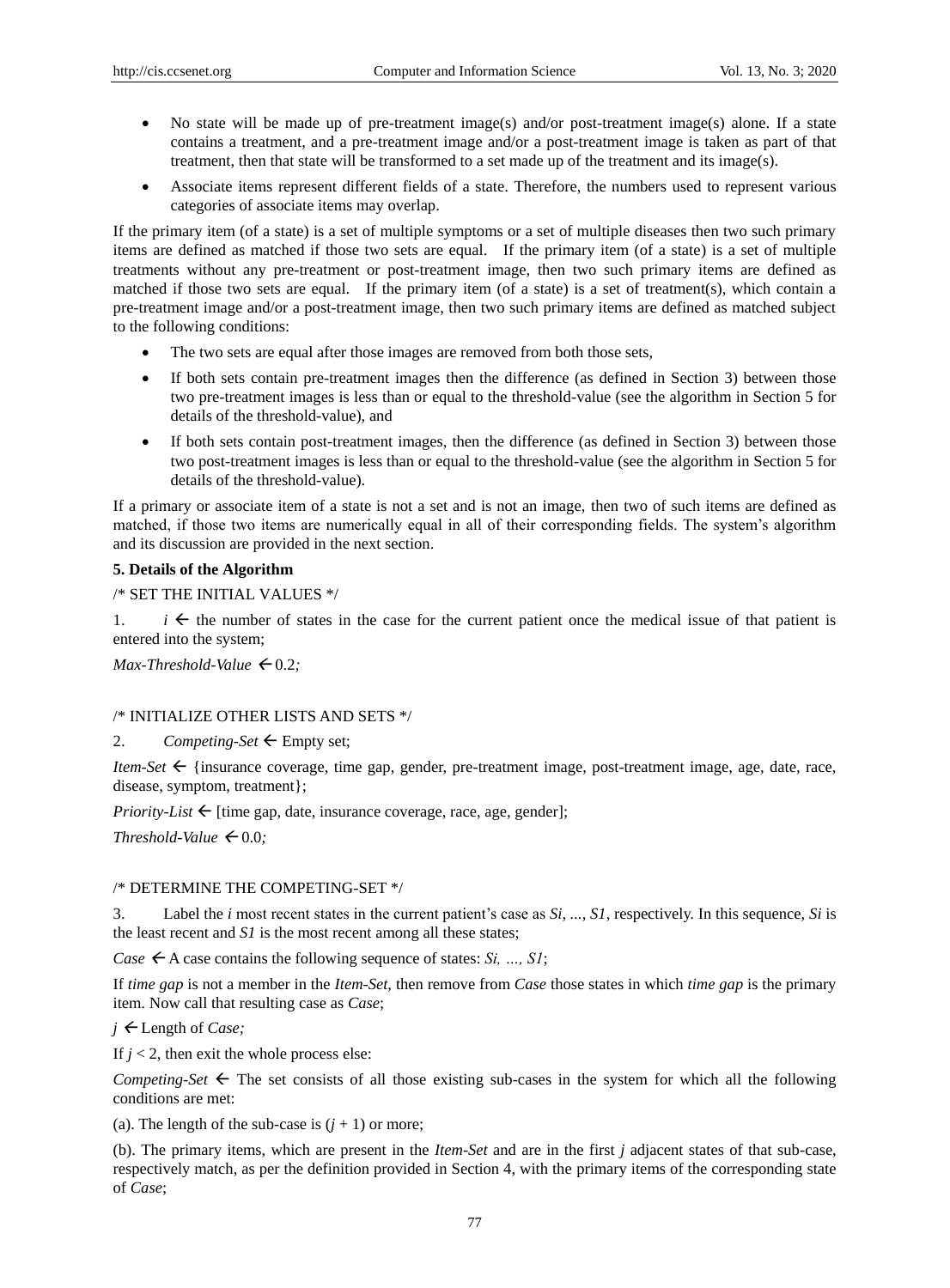- No state will be made up of pre-treatment image(s) and/or post-treatment image(s) alone. If a state contains a treatment, and a pre-treatment image and/or a post-treatment image is taken as part of that treatment, then that state will be transformed to a set made up of the treatment and its image(s).
- Associate items represent different fields of a state. Therefore, the numbers used to represent various categories of associate items may overlap.

If the primary item (of a state) is a set of multiple symptoms or a set of multiple diseases then two such primary items are defined as matched if those two sets are equal. If the primary item (of a state) is a set of multiple treatments without any pre-treatment or post-treatment image, then two such primary items are defined as matched if those two sets are equal. If the primary item (of a state) is a set of treatment(s), which contain a pre-treatment image and/or a post-treatment image, then two such primary items are defined as matched subject to the following conditions:

- The two sets are equal after those images are removed from both those sets,
- If both sets contain pre-treatment images then the difference (as defined in Section 3) between those two pre-treatment images is less than or equal to the threshold-value (see the algorithm in Section 5 for details of the threshold-value), and
- If both sets contain post-treatment images, then the difference (as defined in Section 3) between those two post-treatment images is less than or equal to the threshold-value (see the algorithm in Section 5 for details of the threshold-value).

If a primary or associate item of a state is not a set and is not an image, then two of such items are defined as matched, if those two items are numerically equal in all of their corresponding fields. The system's algorithm and its discussion are provided in the next section.

**5. Details of the Algorithm**

/* SET THE INITIAL VALUES */

1. $i$ ← the number of states in the case for the current patient once the medical issue of that patient is entered into the system;

*Max-Threshold-Value* ← 0.2*;*

/* INITIALIZE OTHER LISTS AND SETS */

2. *Competing-Set* ← Empty set;

*Item-Set* ← {insurance coverage, time gap, gender, pre-treatment image, post-treatment image, age, date, race, disease, symptom, treatment};

*Priority-List* ← [time gap, date, insurance coverage, race, age, gender];

*Threshold-Value* ← 0.0*;*

/* DETERMINE THE COMPETING-SET */

3. Label the $i$ most recent states in the current patient's case as $Si$, ..., $S1$, respectively. In this sequence, $Si$ is the least recent and $S1$ is the most recent among all these states;

*Case* ← A case contains the following sequence of states: $Si$, ..., $S1$;

If *time gap* is not a member in the *Item-Set,* then remove from *Case* those states in which *time gap* is the primary item. Now call that resulting case as *Case*;

$j$ ← Length of *Case;*

If $j < 2$, then exit the whole process else:

*Competing-Set* ← The set consists of all those existing sub-cases in the system for which all the following conditions are met:

(a). The length of the sub-case is $(j + 1)$ or more;

(b). The primary items, which are present in the *Item-Set* and are in the first $j$ adjacent states of that sub-case, respectively match, as per the definition provided in Section 4, with the primary items of the corresponding state of *Case*;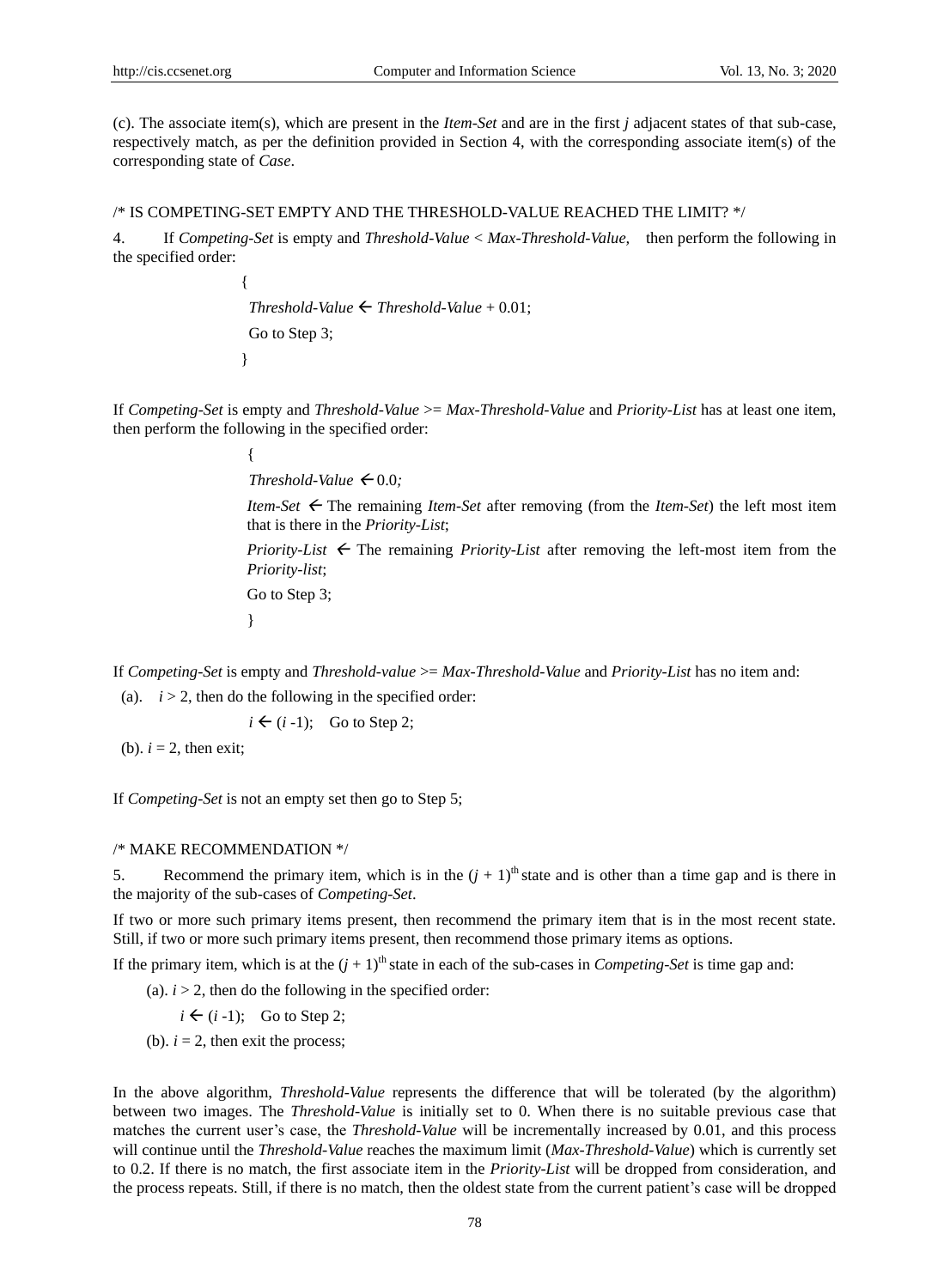(c). The associate item(s), which are present in the *Item-Set* and are in the first *j* adjacent states of that sub-case, respectively match, as per the definition provided in Section 4, with the corresponding associate item(s) of the corresponding state of *Case*.

/* IS COMPETING-SET EMPTY AND THE THRESHOLD-VALUE REACHED THE LIMIT? */

4. If *Competing-Set* is empty and *Threshold-Value* < *Max-Threshold-Value,* then perform the following in the specified order:

{
*Threshold-Value* ← *Threshold-Value* + 0.01;
Go to Step 3;
}

If *Competing-Set* is empty and *Threshold-Value* >= *Max-Threshold-Value* and *Priority-List* has at least one item, then perform the following in the specified order:

{
*Threshold-Value* ← 0.0*;*
*Item-Set* ← The remaining *Item-Set* after removing (from the *Item-Set*) the left most item that is there in the *Priority-List*;
*Priority-List* ← The remaining *Priority-List* after removing the left-most item from the *Priority-list*;
Go to Step 3;
}

If *Competing-Set* is empty and *Threshold-value* >= *Max-Threshold-Value* and *Priority-List* has no item and:

(a). $i > 2$, then do the following in the specified order:

$i$ ← ($i$ -1); Go to Step 2;

(b). $i = 2$, then exit;

If *Competing-Set* is not an empty set then go to Step 5;

/* MAKE RECOMMENDATION */

5. Recommend the primary item, which is in the $(j + 1)^{th}$ state and is other than a time gap and is there in the majority of the sub-cases of *Competing-Set*.

If two or more such primary items present, then recommend the primary item that is in the most recent state. Still, if two or more such primary items present, then recommend those primary items as options.

If the primary item, which is at the $(j + 1)^{th}$ state in each of the sub-cases in *Competing-Set* is time gap and:

(a). $i > 2$, then do the following in the specified order:

$i$ ← ($i$ -1); Go to Step 2;

(b). $i = 2$, then exit the process;

In the above algorithm, *Threshold-Value* represents the difference that will be tolerated (by the algorithm) between two images. The *Threshold-Value* is initially set to 0. When there is no suitable previous case that matches the current user's case, the *Threshold-Value* will be incrementally increased by 0.01, and this process will continue until the *Threshold-Value* reaches the maximum limit (*Max-Threshold-Value*) which is currently set to 0.2. If there is no match, the first associate item in the *Priority-List* will be dropped from consideration, and the process repeats. Still, if there is no match, then the oldest state from the current patient's case will be dropped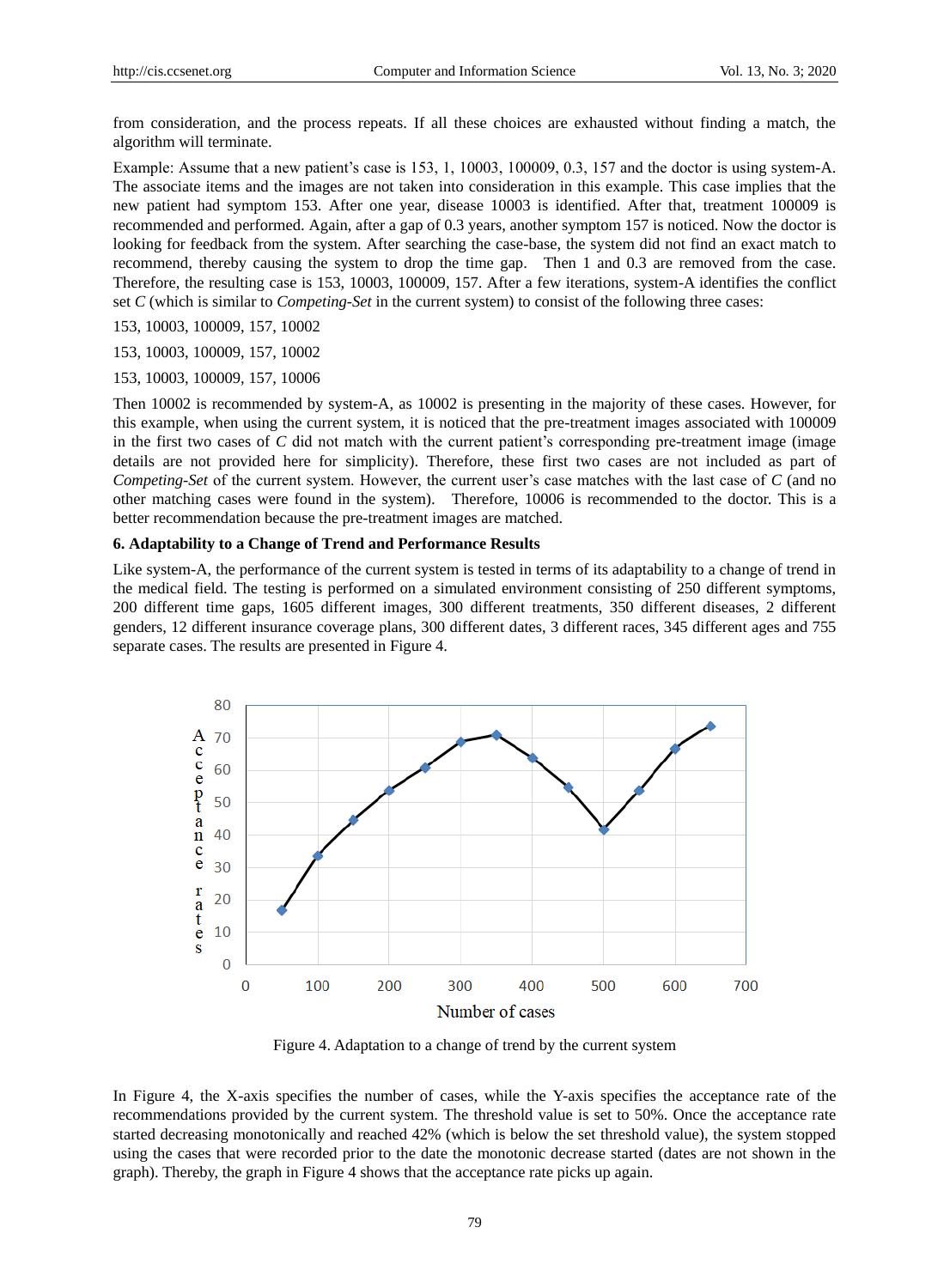from consideration, and the process repeats. If all these choices are exhausted without finding a match, the algorithm will terminate.

Example: Assume that a new patient's case is 153, 1, 10003, 100009, 0.3, 157 and the doctor is using system-A. The associate items and the images are not taken into consideration in this example. This case implies that the new patient had symptom 153. After one year, disease 10003 is identified. After that, treatment 100009 is recommended and performed. Again, after a gap of 0.3 years, another symptom 157 is noticed. Now the doctor is looking for feedback from the system. After searching the case-base, the system did not find an exact match to recommend, thereby causing the system to drop the time gap. Then 1 and 0.3 are removed from the case. Therefore, the resulting case is 153, 10003, 100009, 157. After a few iterations, system-A identifies the conflict set *C* (which is similar to *Competing-Set* in the current system) to consist of the following three cases:

153, 10003, 100009, 157, 10002

153, 10003, 100009, 157, 10002

153, 10003, 100009, 157, 10006

Then 10002 is recommended by system-A, as 10002 is presenting in the majority of these cases. However, for this example, when using the current system, it is noticed that the pre-treatment images associated with 100009 in the first two cases of *C* did not match with the current patient's corresponding pre-treatment image (image details are not provided here for simplicity). Therefore, these first two cases are not included as part of *Competing-Set* of the current system. However, the current user's case matches with the last case of *C* (and no other matching cases were found in the system). Therefore, 10006 is recommended to the doctor. This is a better recommendation because the pre-treatment images are matched.

### 6. Adaptability to a Change of Trend and Performance Results

Like system-A, the performance of the current system is tested in terms of its adaptability to a change of trend in the medical field. The testing is performed on a simulated environment consisting of 250 different symptoms, 200 different time gaps, 1605 different images, 300 different treatments, 350 different diseases, 2 different genders, 12 different insurance coverage plans, 300 different dates, 3 different races, 345 different ages and 755 separate cases. The results are presented in Figure 4.

Figure 4. Adaptation to a change of trend by the current system

In Figure 4, the X-axis specifies the number of cases, while the Y-axis specifies the acceptance rate of the recommendations provided by the current system. The threshold value is set to 50%. Once the acceptance rate started decreasing monotonically and reached 42% (which is below the set threshold value), the system stopped using the cases that were recorded prior to the date the monotonic decrease started (dates are not shown in the graph). Thereby, the graph in Figure 4 shows that the acceptance rate picks up again.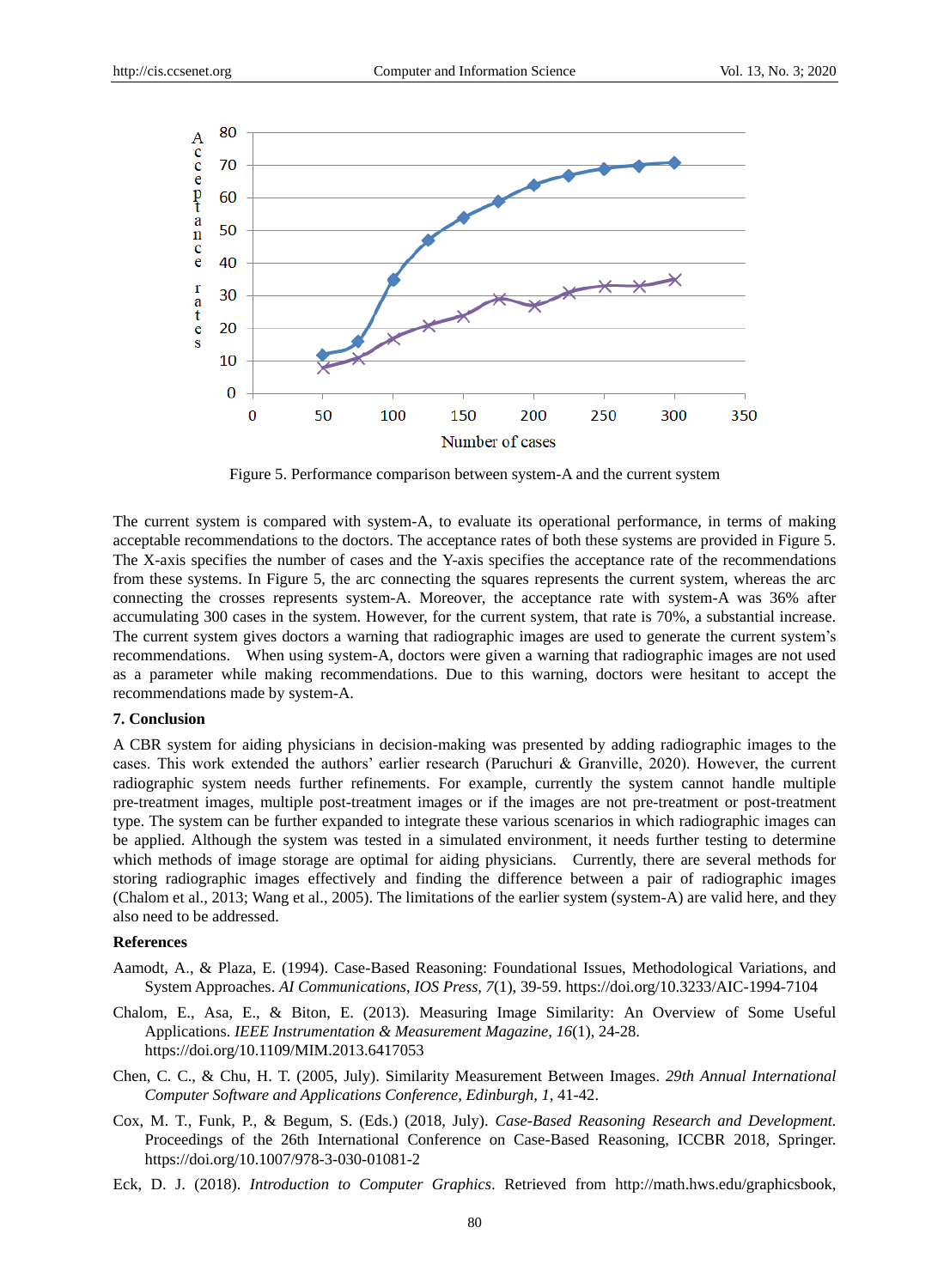Figure 5. Performance comparison between system-A and the current system

The current system is compared with system-A, to evaluate its operational performance, in terms of making acceptable recommendations to the doctors. The acceptance rates of both these systems are provided in Figure 5. The X-axis specifies the number of cases and the Y-axis specifies the acceptance rate of the recommendations from these systems. In Figure 5, the arc connecting the squares represents the current system, whereas the arc connecting the crosses represents system-A. Moreover, the acceptance rate with system-A was 36% after accumulating 300 cases in the system. However, for the current system, that rate is 70%, a substantial increase. The current system gives doctors a warning that radiographic images are used to generate the current system's recommendations. When using system-A, doctors were given a warning that radiographic images are not used as a parameter while making recommendations. Due to this warning, doctors were hesitant to accept the recommendations made by system-A.

## 7. Conclusion

A CBR system for aiding physicians in decision-making was presented by adding radiographic images to the cases. This work extended the authors' earlier research (Paruchuri & Granville, 2020). However, the current radiographic system needs further refinements. For example, currently the system cannot handle multiple pre-treatment images, multiple post-treatment images or if the images are not pre-treatment or post-treatment type. The system can be further expanded to integrate these various scenarios in which radiographic images can be applied. Although the system was tested in a simulated environment, it needs further testing to determine which methods of image storage are optimal for aiding physicians. Currently, there are several methods for storing radiographic images effectively and finding the difference between a pair of radiographic images (Chalom et al., 2013; Wang et al., 2005). The limitations of the earlier system (system-A) are valid here, and they also need to be addressed.

## References

Aamodt, A., & Plaza, E. (1994). Case-Based Reasoning: Foundational Issues, Methodological Variations, and System Approaches. *AI Communications, IOS Press, 7*(1), 39-59. https://doi.org/10.3233/AIC-1994-7104

Chalom, E., Asa, E., & Biton, E. (2013). Measuring Image Similarity: An Overview of Some Useful Applications. *IEEE Instrumentation & Measurement Magazine*, *16*(1), 24-28. https://doi.org/10.1109/MIM.2013.6417053

Chen, C. C., & Chu, H. T. (2005, July). Similarity Measurement Between Images. *29th Annual International Computer Software and Applications Conference, Edinburgh, 1*, 41-42.

Cox, M. T., Funk, P., & Begum, S. (Eds.) (2018, July). *Case-Based Reasoning Research and Development.* Proceedings of the 26th International Conference on Case-Based Reasoning, ICCBR 2018, Springer. https://doi.org/10.1007/978-3-030-01081-2

Eck, D. J. (2018). *Introduction to Computer Graphics*. Retrieved from http://math.hws.edu/graphicsbook,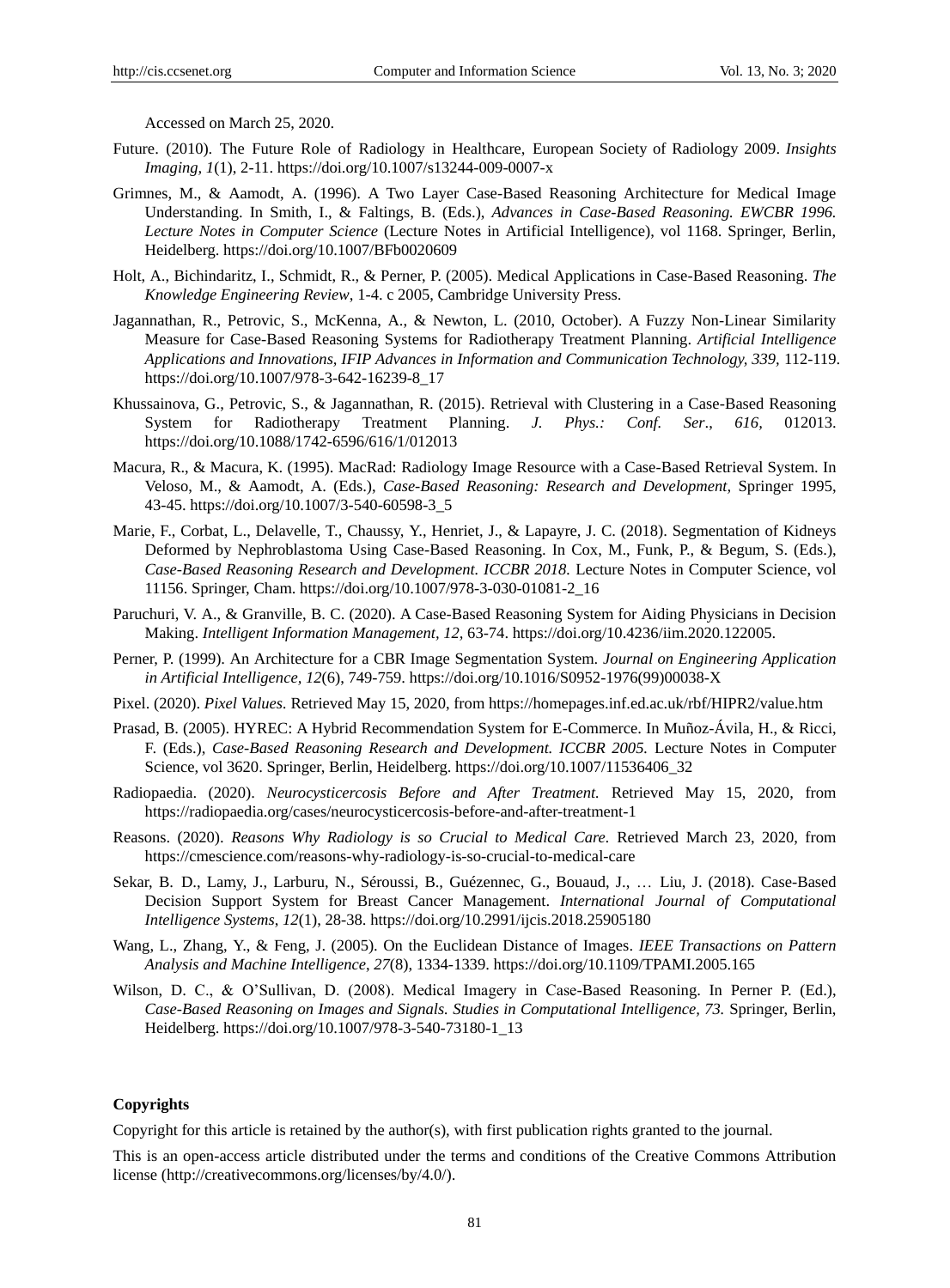Accessed on March 25, 2020.

Future. (2010). The Future Role of Radiology in Healthcare, European Society of Radiology 2009. *Insights Imaging, 1*(1), 2-11. https://doi.org/10.1007/s13244-009-0007-x

Grimnes, M., & Aamodt, A. (1996). A Two Layer Case-Based Reasoning Architecture for Medical Image Understanding. In Smith, I., & Faltings, B. (Eds.), *Advances in Case-Based Reasoning. EWCBR 1996. Lecture Notes in Computer Science* (Lecture Notes in Artificial Intelligence), vol 1168. Springer, Berlin, Heidelberg. https://doi.org/10.1007/BFb0020609

Holt, A., Bichindaritz, I., Schmidt, R., & Perner, P. (2005). Medical Applications in Case-Based Reasoning. *The Knowledge Engineering Review*, 1-4. c 2005, Cambridge University Press.

Jagannathan, R., Petrovic, S., McKenna, A., & Newton, L. (2010, October). A Fuzzy Non-Linear Similarity Measure for Case-Based Reasoning Systems for Radiotherapy Treatment Planning. *Artificial Intelligence Applications and Innovations, IFIP Advances in Information and Communication Technology, 339*, 112-119. https://doi.org/10.1007/978-3-642-16239-8_17

Khussainova, G., Petrovic, S., & Jagannathan, R. (2015). Retrieval with Clustering in a Case-Based Reasoning System for Radiotherapy Treatment Planning. *J. Phys.: Conf. Ser., 616*, 012013. https://doi.org/10.1088/1742-6596/616/1/012013

Macura, R., & Macura, K. (1995). MacRad: Radiology Image Resource with a Case-Based Retrieval System. In Veloso, M., & Aamodt, A. (Eds.), *Case-Based Reasoning: Research and Development*, Springer 1995, 43-45. https://doi.org/10.1007/3-540-60598-3_5

Marie, F., Corbat, L., Delavelle, T., Chaussy, Y., Henriet, J., & Lapayre, J. C. (2018). Segmentation of Kidneys Deformed by Nephroblastoma Using Case-Based Reasoning. In Cox, M., Funk, P., & Begum, S. (Eds.), *Case-Based Reasoning Research and Development. ICCBR 2018.* Lecture Notes in Computer Science, vol 11156. Springer, Cham. https://doi.org/10.1007/978-3-030-01081-2_16

Paruchuri, V. A., & Granville, B. C. (2020). A Case-Based Reasoning System for Aiding Physicians in Decision Making. *Intelligent Information Management, 12*, 63-74. https://doi.org/10.4236/iim.2020.122005.

Perner, P. (1999). An Architecture for a CBR Image Segmentation System. *Journal on Engineering Application in Artificial Intelligence, 12*(6), 749-759. https://doi.org/10.1016/S0952-1976(99)00038-X

Pixel. (2020). *Pixel Values.* Retrieved May 15, 2020, from https://homepages.inf.ed.ac.uk/rbf/HIPR2/value.htm

Prasad, B. (2005). HYREC: A Hybrid Recommendation System for E-Commerce. In Muñoz-Ávila, H., & Ricci, F. (Eds.), *Case-Based Reasoning Research and Development. ICCBR 2005.* Lecture Notes in Computer Science, vol 3620. Springer, Berlin, Heidelberg. https://doi.org/10.1007/11536406_32

Radiopaedia. (2020). *Neurocysticercosis Before and After Treatment.* Retrieved May 15, 2020, from https://radiopaedia.org/cases/neurocysticercosis-before-and-after-treatment-1

Reasons. (2020). *Reasons Why Radiology is so Crucial to Medical Care.* Retrieved March 23, 2020, from https://cmescience.com/reasons-why-radiology-is-so-crucial-to-medical-care

Sekar, B. D., Lamy, J., Larburu, N., Séroussi, B., Guézennec, G., Bouaud, J., … Liu, J. (2018). Case-Based Decision Support System for Breast Cancer Management. *International Journal of Computational Intelligence Systems, 12*(1), 28-38. https://doi.org/10.2991/ijcis.2018.25905180

Wang, L., Zhang, Y., & Feng, J. (2005). On the Euclidean Distance of Images. *IEEE Transactions on Pattern Analysis and Machine Intelligence, 27*(8), 1334-1339. https://doi.org/10.1109/TPAMI.2005.165

Wilson, D. C., & O'Sullivan, D. (2008). Medical Imagery in Case-Based Reasoning. In Perner P. (Ed.), *Case-Based Reasoning on Images and Signals. Studies in Computational Intelligence, 73.* Springer, Berlin, Heidelberg. https://doi.org/10.1007/978-3-540-73180-1_13

**Copyrights**

Copyright for this article is retained by the author(s), with first publication rights granted to the journal.

This is an open-access article distributed under the terms and conditions of the Creative Commons Attribution license (http://creativecommons.org/licenses/by/4.0/).